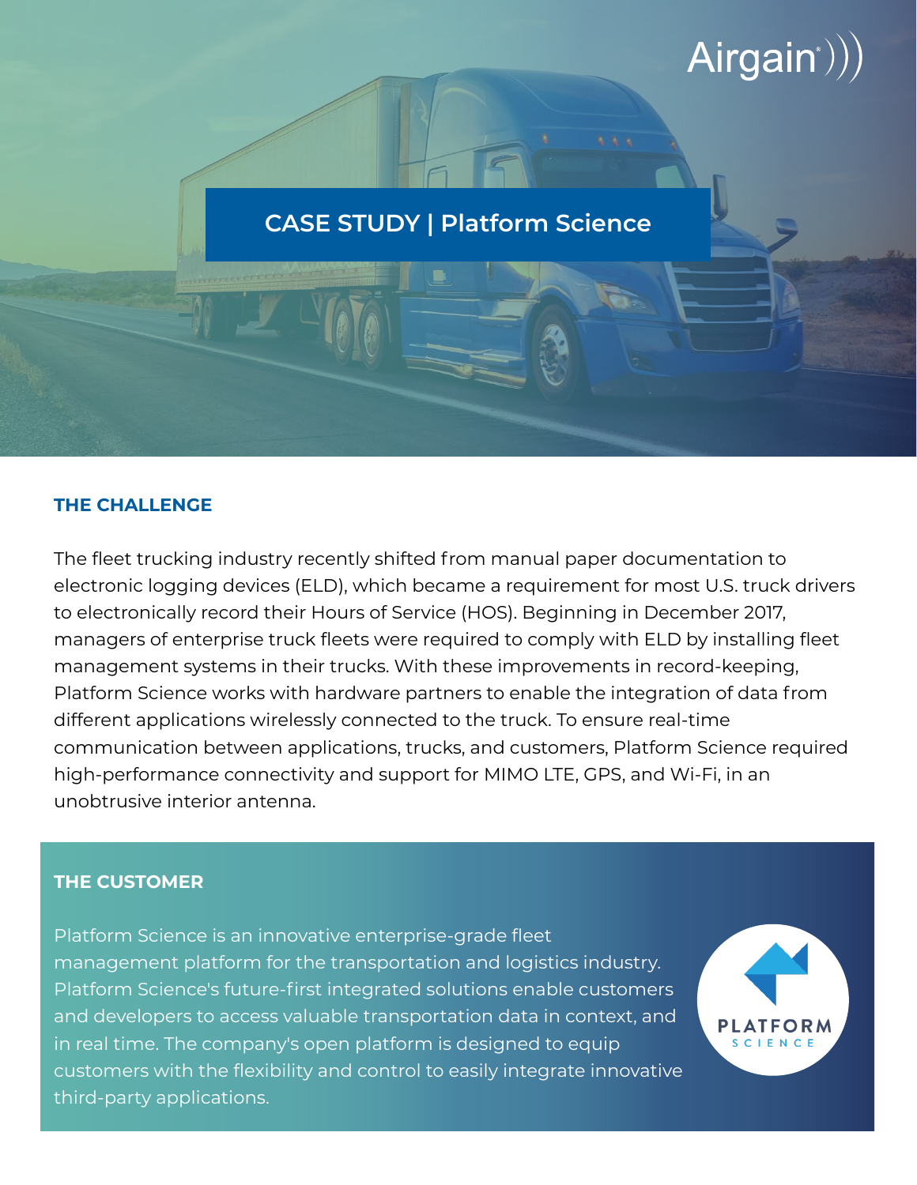Airgain

# CASE STUDY | Platform Science

## THE CHALLENGE

The fleet trucking industry recently shifted from manual paper documentation to electronic logging devices (ELD), which became a requirement for most U.S. truck drivers to electronically record their Hours of Service (HOS). Beginning in December 2017, managers of enterprise truck fleets were required to comply with ELD by installing fleet management systems in their trucks. With these improvements in record-keeping, Platform Science works with hardware partners to enable the integration of data from different applications wirelessly connected to the truck. To ensure real-time communication between applications, trucks, and customers, Platform Science required high-performance connectivity and support for MIMO LTE, GPS, and Wi-Fi, in an unobtrusive interior antenna.

## THE CUSTOMER

Platform Science is an innovative enterprise-grade fleet management platform for the transportation and logistics industry. Platform Science's future-first integrated solutions enable customers and developers to access valuable transportation data in context, and in real time. The company's open platform is designed to equip customers with the flexibility and control to easily integrate innovative third-party applications.

PLATFORM SCIENCE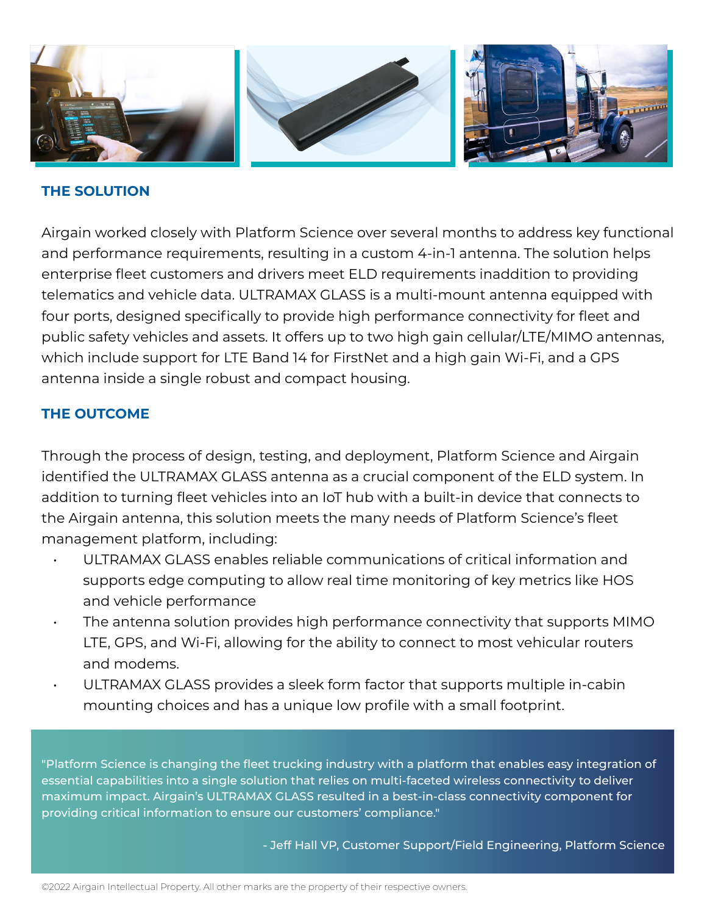## THE SOLUTION

Airgain worked closely with Platform Science over several months to address key functional and performance requirements, resulting in a custom 4-in-1 antenna. The solution helps enterprise fleet customers and drivers meet ELD requirements inaddition to providing telematics and vehicle data. ULTRAMAX GLASS is a multi-mount antenna equipped with four ports, designed specifically to provide high performance connectivity for fleet and public safety vehicles and assets. It offers up to two high gain cellular/LTE/MIMO antennas, which include support for LTE Band 14 for FirstNet and a high gain Wi-Fi, and a GPS antenna inside a single robust and compact housing.

## THE OUTCOME

Through the process of design, testing, and deployment, Platform Science and Airgain identified the ULTRAMAX GLASS antenna as a crucial component of the ELD system. In addition to turning fleet vehicles into an IoT hub with a built-in device that connects to the Airgain antenna, this solution meets the many needs of Platform Science's fleet management platform, including:

- ULTRAMAX GLASS enables reliable communications of critical information and supports edge computing to allow real time monitoring of key metrics like HOS and vehicle performance
- The antenna solution provides high performance connectivity that supports MIMO LTE, GPS, and Wi-Fi, allowing for the ability to connect to most vehicular routers and modems.
- ULTRAMAX GLASS provides a sleek form factor that supports multiple in-cabin mounting choices and has a unique low profile with a small footprint.

> "Platform Science is changing the fleet trucking industry with a platform that enables easy integration of essential capabilities into a single solution that relies on multi-faceted wireless connectivity to deliver maximum impact. Airgain's ULTRAMAX GLASS resulted in a best-in-class connectivity component for providing critical information to ensure our customers' compliance."
>
> \- Jeff Hall VP, Customer Support/Field Engineering, Platform Science

©2022 Airgain Intellectual Property. All other marks are the property of their respective owners.